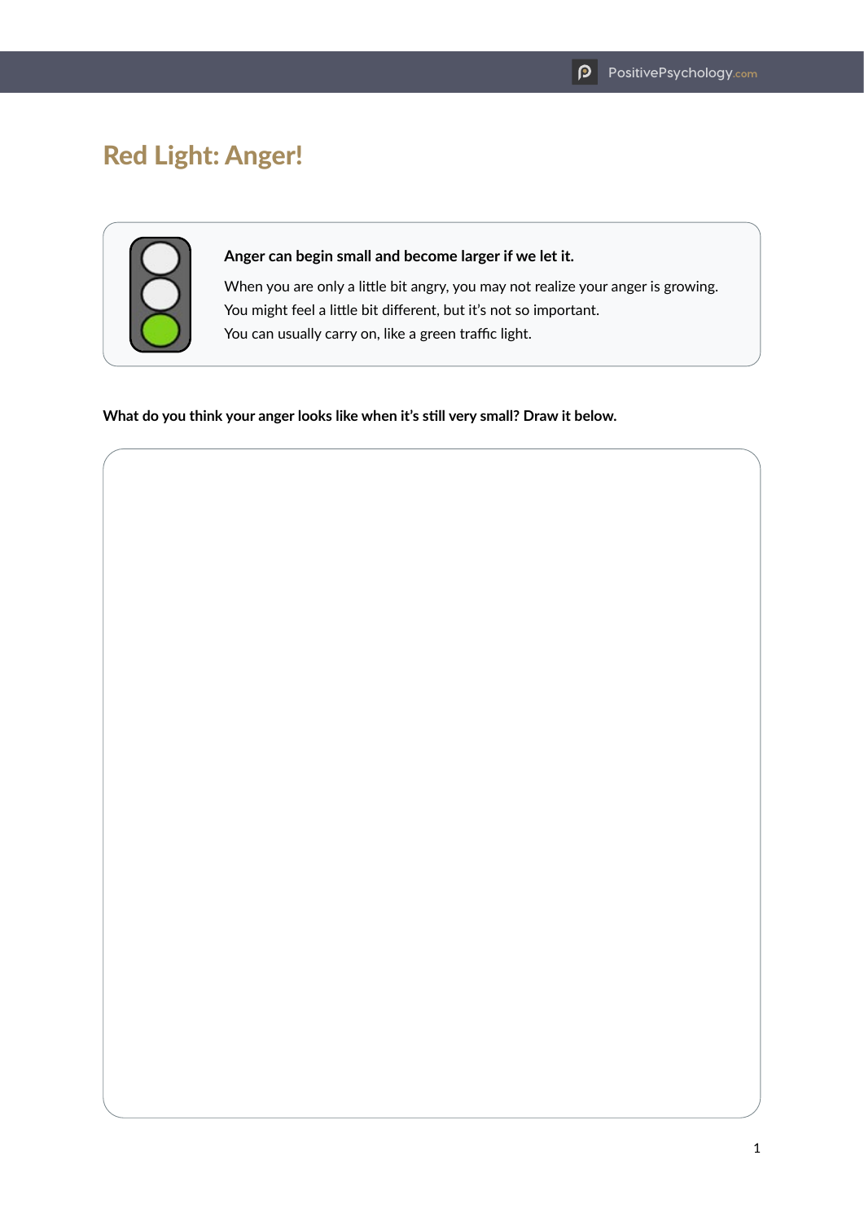# Red Light: Anger!

**Anger can begin small and become larger if we let it.**

When you are only a little bit angry, you may not realize your anger is growing.
You might feel a little bit different, but it's not so important.
You can usually carry on, like a green traffic light.

**What do you think your anger looks like when it's still very small? Draw it below.**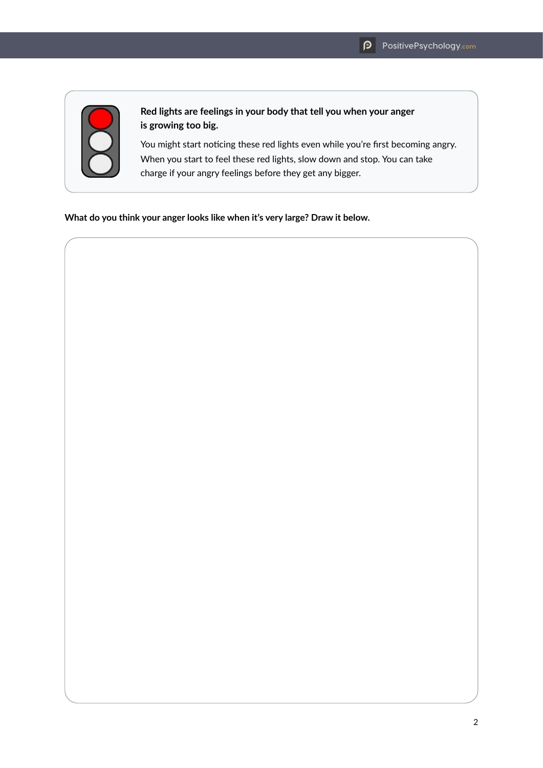**Red lights are feelings in your body that tell you when your anger is growing too big.**

You might start noticing these red lights even while you're first becoming angry. When you start to feel these red lights, slow down and stop. You can take charge if your angry feelings before they get any bigger.

**What do you think your anger looks like when it's very large? Draw it below.**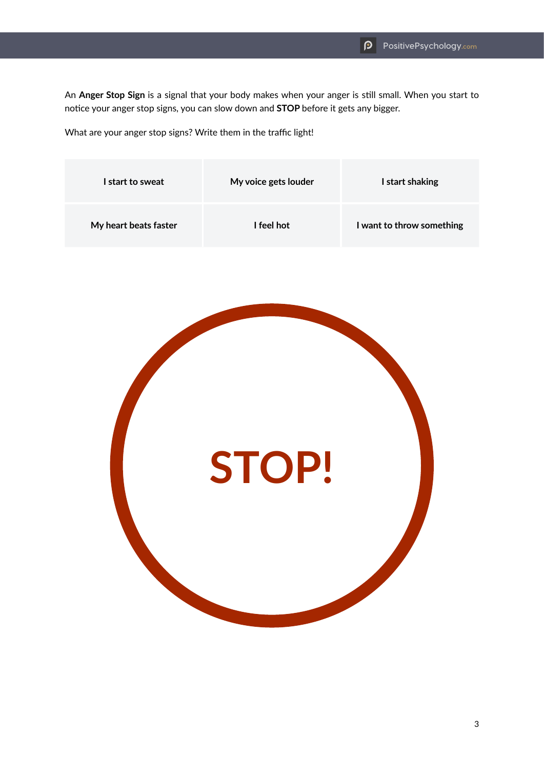An **Anger Stop Sign** is a signal that your body makes when your anger is still small. When you start to notice your anger stop signs, you can slow down and **STOP** before it gets any bigger.

What are your anger stop signs? Write them in the traffic light!

| | | |
|---|---|---|
| **I start to sweat** | **My voice gets louder** | **I start shaking** |
| **My heart beats faster** | **I feel hot** | **I want to throw something** |

STOP!